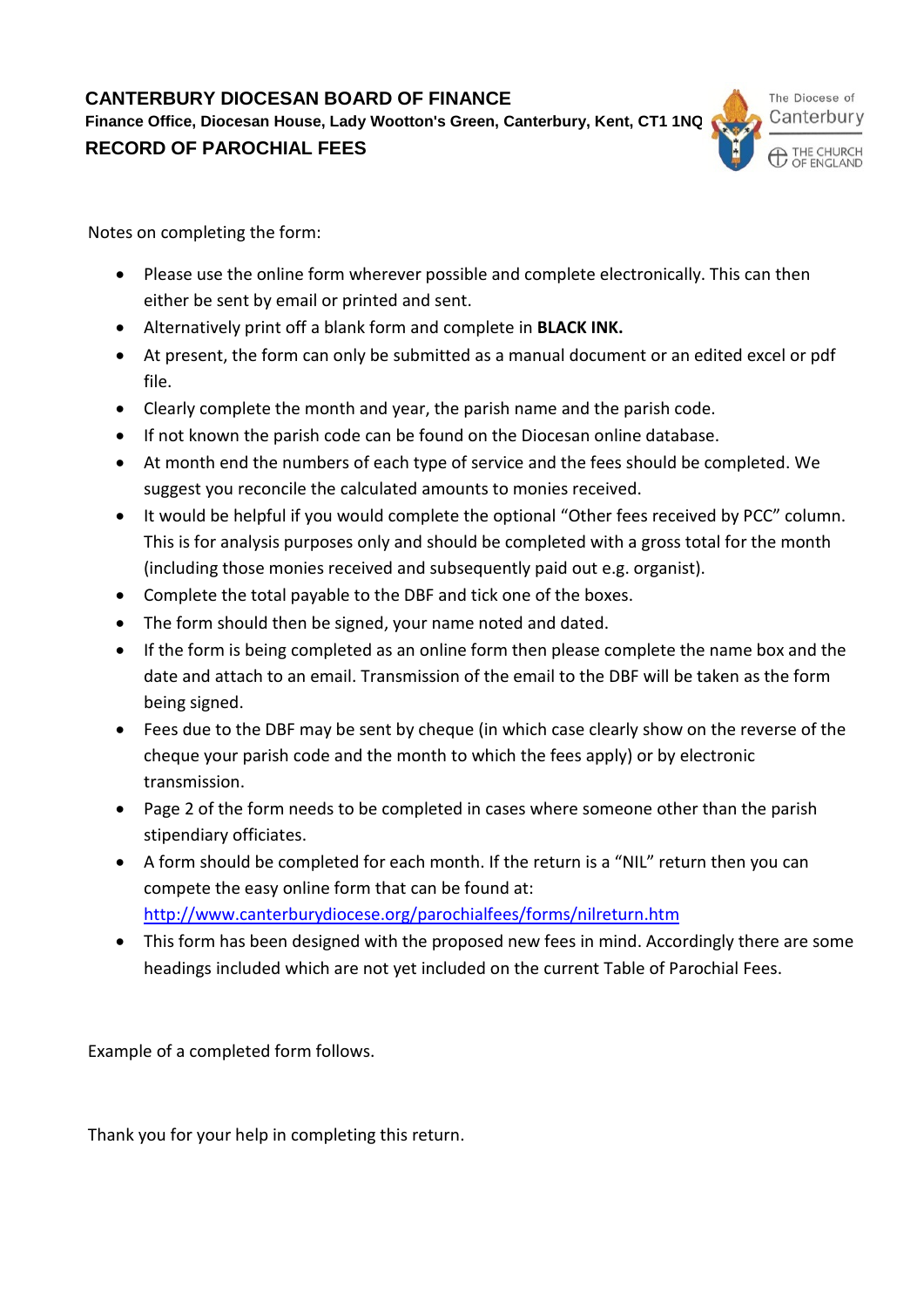# CANTERBURY DIOCESAN BOARD OF FINANCE

**Finance Office, Diocesan House, Lady Wootton's Green, Canterbury, Kent, CT1 1NQ**

## RECORD OF PAROCHIAL FEES

The Diocese of Canterbury

THE CHURCH OF ENGLAND

Notes on completing the form:

- Please use the online form wherever possible and complete electronically. This can then either be sent by email or printed and sent.
- Alternatively print off a blank form and complete in **BLACK INK.**
- At present, the form can only be submitted as a manual document or an edited excel or pdf file.
- Clearly complete the month and year, the parish name and the parish code.
- If not known the parish code can be found on the Diocesan online database.
- At month end the numbers of each type of service and the fees should be completed. We suggest you reconcile the calculated amounts to monies received.
- It would be helpful if you would complete the optional "Other fees received by PCC" column. This is for analysis purposes only and should be completed with a gross total for the month (including those monies received and subsequently paid out e.g. organist).
- Complete the total payable to the DBF and tick one of the boxes.
- The form should then be signed, your name noted and dated.
- If the form is being completed as an online form then please complete the name box and the date and attach to an email. Transmission of the email to the DBF will be taken as the form being signed.
- Fees due to the DBF may be sent by cheque (in which case clearly show on the reverse of the cheque your parish code and the month to which the fees apply) or by electronic transmission.
- Page 2 of the form needs to be completed in cases where someone other than the parish stipendiary officiates.
- A form should be completed for each month. If the return is a "NIL" return then you can compete the easy online form that can be found at: [http://www.canterburydiocese.org/parochialfees/forms/nilreturn.htm](http://www.canterburydiocese.org/parochialfees/forms/nilreturn.htm)
- This form has been designed with the proposed new fees in mind. Accordingly there are some headings included which are not yet included on the current Table of Parochial Fees.

Example of a completed form follows.

Thank you for your help in completing this return.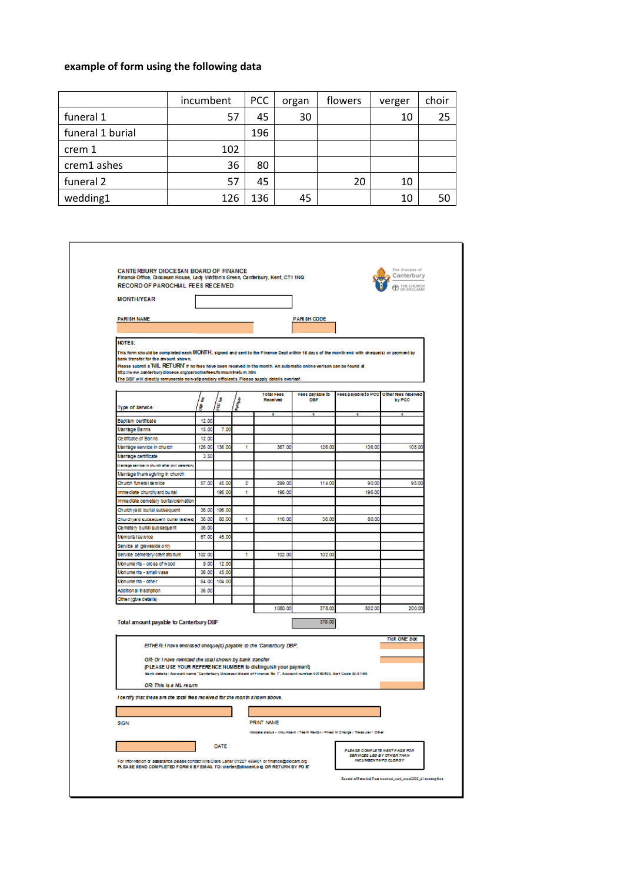**example of form using the following data**

| | incumbent | PCC | organ | flowers | verger | choir |
|---|---|---|---|---|---|---|
| funeral 1 | 57 | 45 | 30 | | 10 | 25 |
| funeral 1 burial | | 196 | | | | |
| crem 1 | 102 | | | | | |
| crem1 ashes | 36 | 80 | | | | |
| funeral 2 | 57 | 45 | | 20 | 10 | |
| wedding1 | 126 | 136 | 45 | | 10 | 50 |

CANTERBURY DIOCESAN BOARD OF FINANCE
Finance Office, Diocesan House, Lady Wootton's Green, Canterbury, Kent, CT1 1NQ
RECORD OF PAROCHIAL FEES RECEIVED

The Diocese of Canterbury
THE CHURCH OF ENGLAND

MONTH/YEAR

PARISH NAME

PARISH CODE

NOTES:
This form should be completed each MONTH, signed and sent to the Finance Dept within 15 days of the month end with cheque(s) or payment by bank transfer for the amount shown.
Please submit a 'NIL RETURN' if no fees have been received in the month. An automatic online version can be found at http://www.canterburydiocese.org/parochialfees/forms/nilreturn.htm
The DBF will directly remunerate non-stipendiary officiants. Please supply details overleaf.

| Type of Service | DBF fee | PCC fee | Number | Total Fees Received £ | Fees payable to DBF £ | Fees payable to PCC £ | Other fees received by PCC £ |
|---|---|---|---|---|---|---|---|
| Baptism certificate | 12.00 | | | | | | |
| Marriage Banns | 15.00 | 7.00 | | | | | |
| Certificate of Banns | 12.00 | | | | | | |
| Marriage service in church | 126.00 | 136.00 | 1 | 367.00 | 126.00 | 136.00 | 105.00 |
| Marriage certificate | 3.50 | | | | | | |
| Marriage service in church after civil ceremony | | | | | | | |
| Marriage thanksgiving in church | | | | | | | |
| Church funeral service | 57.00 | 45.00 | 2 | 299.00 | 114.00 | 90.00 | 95.00 |
| Immediate churchyard burial | | 196.00 | 1 | 196.00 | | 196.00 | |
| Immediate cemetery burial/cremation | | | | | | | |
| Churchyard burial subsequent | 36.00 | 196.00 | | | | | |
| Churchyard subsequent burial (ashes) | 36.00 | 80.00 | 1 | 116.00 | 36.00 | 80.00 | |
| Cemetery burial subsequent | 36.00 | | | | | | |
| Memorial service | 57.00 | 45.00 | | | | | |
| Service at graveside only | | | | | | | |
| Service cemetery/crematorium | 102.00 | | 1 | 102.00 | 102.00 | | |
| Monuments - cross of wood | 9.00 | 12.00 | | | | | |
| Monuments - small vase | 36.00 | 45.00 | | | | | |
| Monuments - other | 54.00 | 104.00 | | | | | |
| Additional inscription | 36.00 | | | | | | |
| Other (give details) | | | | | | | |
| | | | | 1080.00 | 378.00 | 502.00 | 200.00 |

Total amount payable to Canterbury DBF: 378.00

Tick ONE box

*EITHER: I have enclosed cheque(s) payable to the 'Canterbury DBF'.*

*OR: Or I have remitted the total shown by bank transfer*
(PLEASE USE YOUR REFERENCE NUMBER to distinguish your payment)
Bank details: Account name "Canterbury Diocesan Board of Finance No 1", Account number 00169520, Sort Code 30-91-60

*OR: This is a NIL return*

*I certify that these are the total fees received for the month shown above.*

SIGN

PRINT NAME

Indicate status - Incumbent / Team Rector / Priest in Charge / Treasurer / Other

DATE

*PLEASE COMPLETE NEXT PAGE FOR SERVICES LED BY OTHER THAN INCUMBENT/PFO CLERGY*

For information or assistance please contact Mrs Clare Larter 01227 459401 or finance@diocant.org
PLEASE SEND COMPLETED FORM BY EMAIL TO: clarter@diocant.org OR RETURN BY POST

Record of Parochial Fees received_version_excel2003_all existing fees